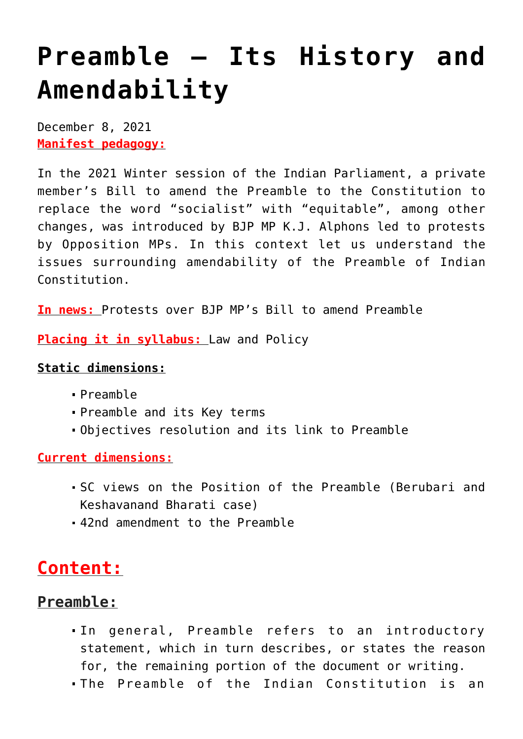# Preamble – Its History and Amendability

December 8, 2021

**Manifest pedagogy:**

In the 2021 Winter session of the Indian Parliament, a private member's Bill to amend the Preamble to the Constitution to replace the word "socialist" with "equitable", among other changes, was introduced by BJP MP K.J. Alphons led to protests by Opposition MPs. In this context let us understand the issues surrounding amendability of the Preamble of Indian Constitution.

**In news:** Protests over BJP MP's Bill to amend Preamble

**Placing it in syllabus:** Law and Policy

**Static dimensions:**

- Preamble
- Preamble and its Key terms
- Objectives resolution and its link to Preamble

**Current dimensions:**

- SC views on the Position of the Preamble (Berubari and Keshavanand Bharati case)
- 42nd amendment to the Preamble

## Content:

### Preamble:

- In general, Preamble refers to an introductory statement, which in turn describes, or states the reason for, the remaining portion of the document or writing.
- The Preamble of the Indian Constitution is an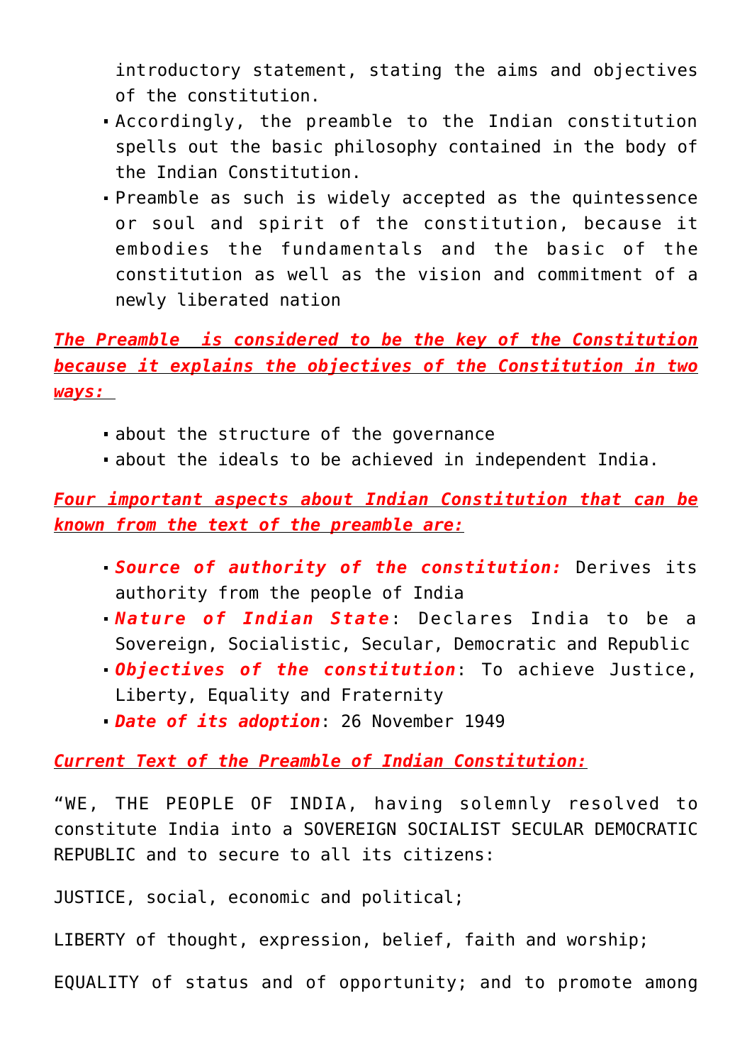introductory statement, stating the aims and objectives of the constitution.

- Accordingly, the preamble to the Indian constitution spells out the basic philosophy contained in the body of the Indian Constitution.
- Preamble as such is widely accepted as the quintessence or soul and spirit of the constitution, because it embodies the fundamentals and the basic of the constitution as well as the vision and commitment of a newly liberated nation

***The Preamble is considered to be the key of the Constitution because it explains the objectives of the Constitution in two ways:***

- about the structure of the governance
- about the ideals to be achieved in independent India.

***Four important aspects about Indian Constitution that can be known from the text of the preamble are:***

- ***Source of authority of the constitution:*** Derives its authority from the people of India
- ***Nature of Indian State***: Declares India to be a Sovereign, Socialistic, Secular, Democratic and Republic
- ***Objectives of the constitution***: To achieve Justice, Liberty, Equality and Fraternity
- ***Date of its adoption***: 26 November 1949

***Current Text of the Preamble of Indian Constitution:***

"WE, THE PEOPLE OF INDIA, having solemnly resolved to constitute India into a SOVEREIGN SOCIALIST SECULAR DEMOCRATIC REPUBLIC and to secure to all its citizens:

JUSTICE, social, economic and political;

LIBERTY of thought, expression, belief, faith and worship;

EQUALITY of status and of opportunity; and to promote among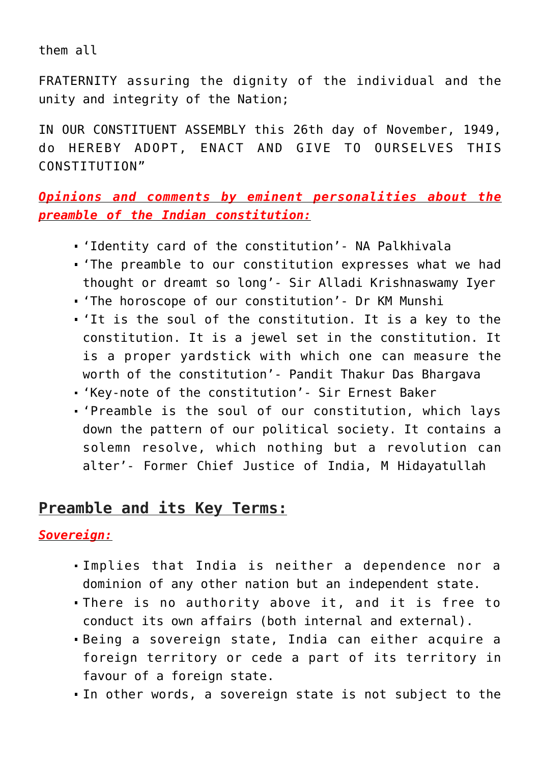them all

FRATERNITY assuring the dignity of the individual and the unity and integrity of the Nation;

IN OUR CONSTITUENT ASSEMBLY this 26th day of November, 1949, do HEREBY ADOPT, ENACT AND GIVE TO OURSELVES THIS CONSTITUTION”

***Opinions and comments by eminent personalities about the preamble of the Indian constitution:***

- ‘Identity card of the constitution’- NA Palkhivala
- ‘The preamble to our constitution expresses what we had thought or dreamt so long’- Sir Alladi Krishnaswamy Iyer
- ‘The horoscope of our constitution’- Dr KM Munshi
- ‘It is the soul of the constitution. It is a key to the constitution. It is a jewel set in the constitution. It is a proper yardstick with which one can measure the worth of the constitution’- Pandit Thakur Das Bhargava
- ‘Key-note of the constitution’- Sir Ernest Baker
- ‘Preamble is the soul of our constitution, which lays down the pattern of our political society. It contains a solemn resolve, which nothing but a revolution can alter’- Former Chief Justice of India, M Hidayatullah

## Preamble and its Key Terms:

***Sovereign:***

- Implies that India is neither a dependence nor a dominion of any other nation but an independent state.
- There is no authority above it, and it is free to conduct its own affairs (both internal and external).
- Being a sovereign state, India can either acquire a foreign territory or cede a part of its territory in favour of a foreign state.
- In other words, a sovereign state is not subject to the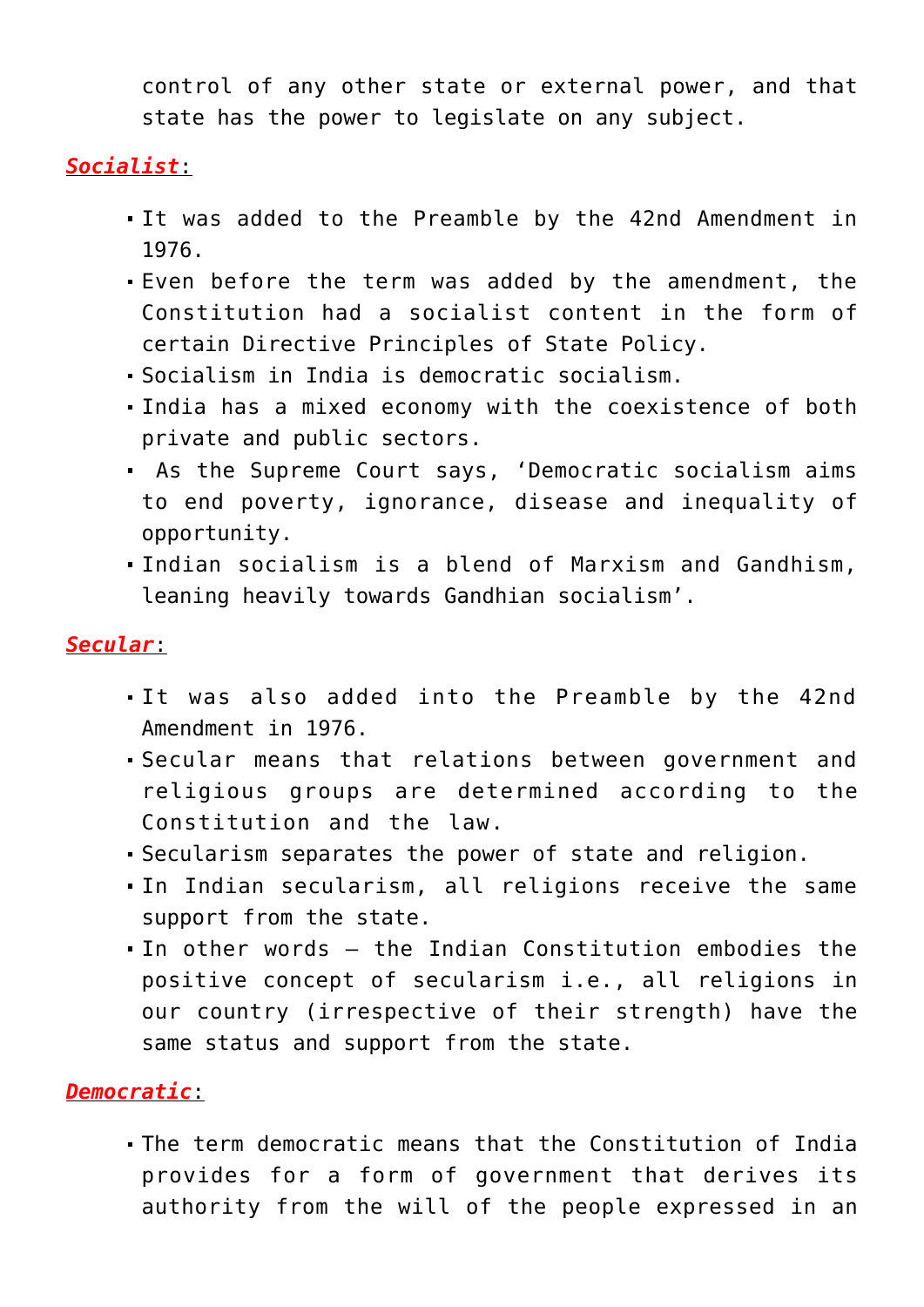control of any other state or external power, and that state has the power to legislate on any subject.

***Socialist***:

- It was added to the Preamble by the 42nd Amendment in 1976.
- Even before the term was added by the amendment, the Constitution had a socialist content in the form of certain Directive Principles of State Policy.
- Socialism in India is democratic socialism.
- India has a mixed economy with the coexistence of both private and public sectors.
- As the Supreme Court says, 'Democratic socialism aims to end poverty, ignorance, disease and inequality of opportunity.
- Indian socialism is a blend of Marxism and Gandhism, leaning heavily towards Gandhian socialism'.

***Secular***:

- It was also added into the Preamble by the 42nd Amendment in 1976.
- Secular means that relations between government and religious groups are determined according to the Constitution and the law.
- Secularism separates the power of state and religion.
- In Indian secularism, all religions receive the same support from the state.
- In other words – the Indian Constitution embodies the positive concept of secularism i.e., all religions in our country (irrespective of their strength) have the same status and support from the state.

***Democratic***:

- The term democratic means that the Constitution of India provides for a form of government that derives its authority from the will of the people expressed in an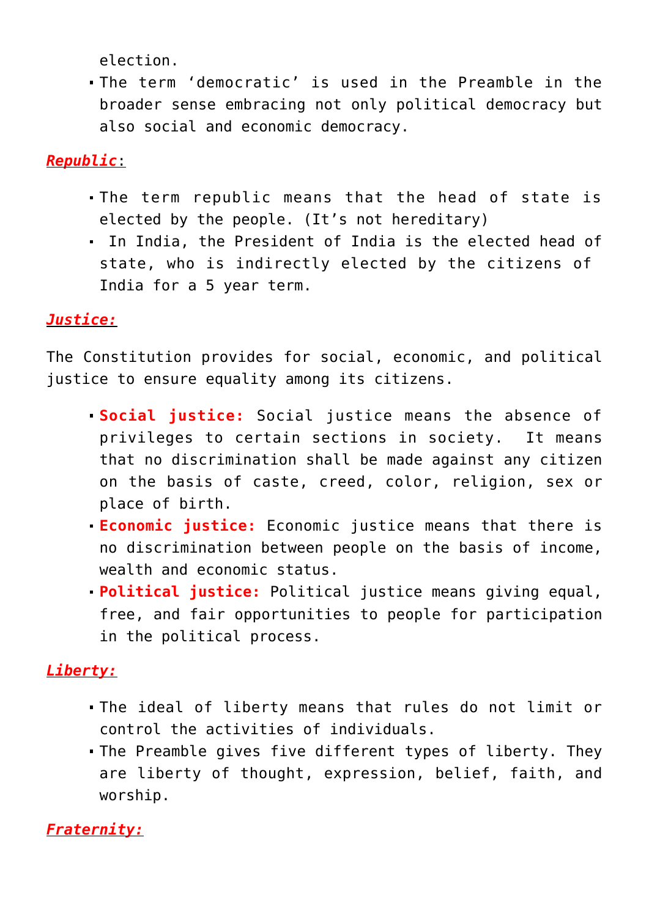election.

- The term ‘democratic’ is used in the Preamble in the broader sense embracing not only political democracy but also social and economic democracy.

***Republic***:

- The term republic means that the head of state is elected by the people. (It’s not hereditary)
- In India, the President of India is the elected head of state, who is indirectly elected by the citizens of India for a 5 year term.

***Justice:***

The Constitution provides for social, economic, and political justice to ensure equality among its citizens.

- **Social justice:** Social justice means the absence of privileges to certain sections in society. It means that no discrimination shall be made against any citizen on the basis of caste, creed, color, religion, sex or place of birth.
- **Economic justice:** Economic justice means that there is no discrimination between people on the basis of income, wealth and economic status.
- **Political justice:** Political justice means giving equal, free, and fair opportunities to people for participation in the political process.

***Liberty:***

- The ideal of liberty means that rules do not limit or control the activities of individuals.
- The Preamble gives five different types of liberty. They are liberty of thought, expression, belief, faith, and worship.

***Fraternity:***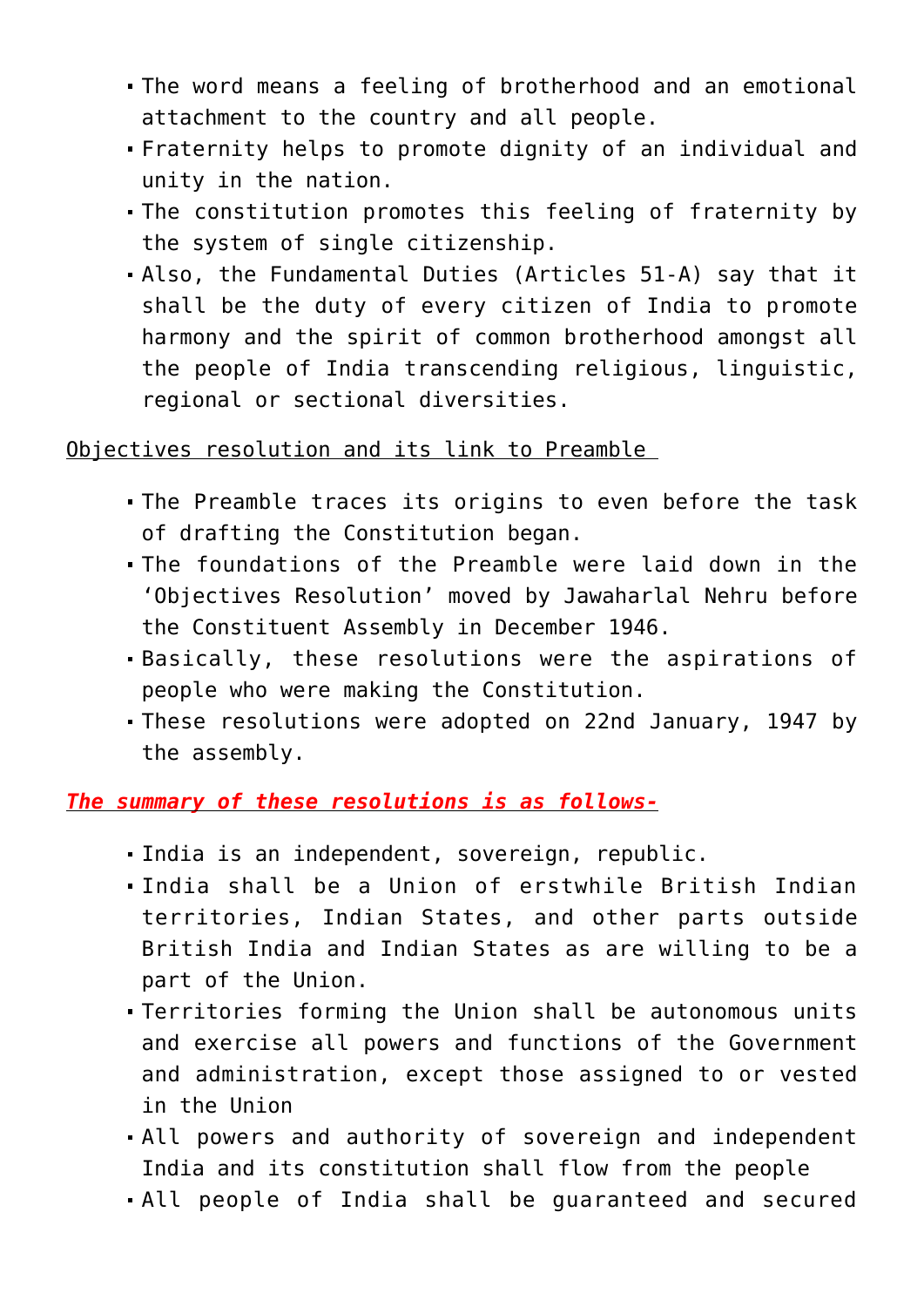- The word means a feeling of brotherhood and an emotional attachment to the country and all people.
- Fraternity helps to promote dignity of an individual and unity in the nation.
- The constitution promotes this feeling of fraternity by the system of single citizenship.
- Also, the Fundamental Duties (Articles 51-A) say that it shall be the duty of every citizen of India to promote harmony and the spirit of common brotherhood amongst all the people of India transcending religious, linguistic, regional or sectional diversities.

Objectives resolution and its link to Preamble

- The Preamble traces its origins to even before the task of drafting the Constitution began.
- The foundations of the Preamble were laid down in the 'Objectives Resolution' moved by Jawaharlal Nehru before the Constituent Assembly in December 1946.
- Basically, these resolutions were the aspirations of people who were making the Constitution.
- These resolutions were adopted on 22nd January, 1947 by the assembly.

***The summary of these resolutions is as follows-***

- India is an independent, sovereign, republic.
- India shall be a Union of erstwhile British Indian territories, Indian States, and other parts outside British India and Indian States as are willing to be a part of the Union.
- Territories forming the Union shall be autonomous units and exercise all powers and functions of the Government and administration, except those assigned to or vested in the Union
- All powers and authority of sovereign and independent India and its constitution shall flow from the people
- All people of India shall be guaranteed and secured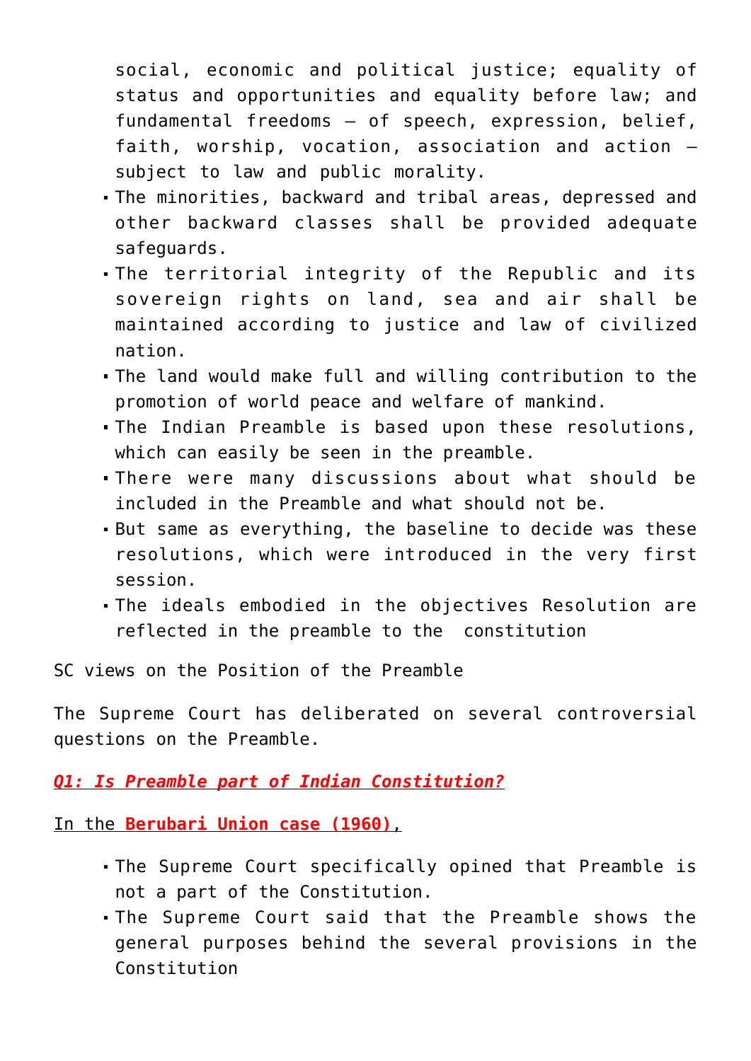social, economic and political justice; equality of status and opportunities and equality before law; and fundamental freedoms – of speech, expression, belief, faith, worship, vocation, association and action – subject to law and public morality.

- The minorities, backward and tribal areas, depressed and other backward classes shall be provided adequate safeguards.
- The territorial integrity of the Republic and its sovereign rights on land, sea and air shall be maintained according to justice and law of civilized nation.
- The land would make full and willing contribution to the promotion of world peace and welfare of mankind.
- The Indian Preamble is based upon these resolutions, which can easily be seen in the preamble.
- There were many discussions about what should be included in the Preamble and what should not be.
- But same as everything, the baseline to decide was these resolutions, which were introduced in the very first session.
- The ideals embodied in the objectives Resolution are reflected in the preamble to the constitution

SC views on the Position of the Preamble

The Supreme Court has deliberated on several controversial questions on the Preamble.

***Q1: Is Preamble part of Indian Constitution?***

In the **Berubari Union case (1960)**,

- The Supreme Court specifically opined that Preamble is not a part of the Constitution.
- The Supreme Court said that the Preamble shows the general purposes behind the several provisions in the Constitution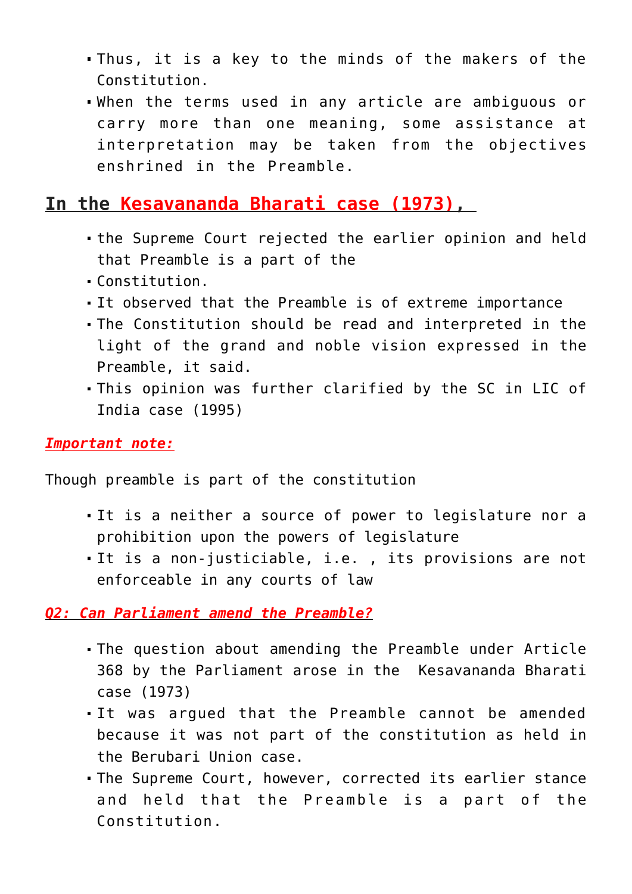- Thus, it is a key to the minds of the makers of the Constitution.
- When the terms used in any article are ambiguous or carry more than one meaning, some assistance at interpretation may be taken from the objectives enshrined in the Preamble.

## In the Kesavananda Bharati case (1973),

- the Supreme Court rejected the earlier opinion and held that Preamble is a part of the
- Constitution.
- It observed that the Preamble is of extreme importance
- The Constitution should be read and interpreted in the light of the grand and noble vision expressed in the Preamble, it said.
- This opinion was further clarified by the SC in LIC of India case (1995)

***Important note:***

Though preamble is part of the constitution

- It is a neither a source of power to legislature nor a prohibition upon the powers of legislature
- It is a non-justiciable, i.e. , its provisions are not enforceable in any courts of law

***Q2: Can Parliament amend the Preamble?***

- The question about amending the Preamble under Article 368 by the Parliament arose in the Kesavananda Bharati case (1973)
- It was argued that the Preamble cannot be amended because it was not part of the constitution as held in the Berubari Union case.
- The Supreme Court, however, corrected its earlier stance and held that the Preamble is a part of the Constitution.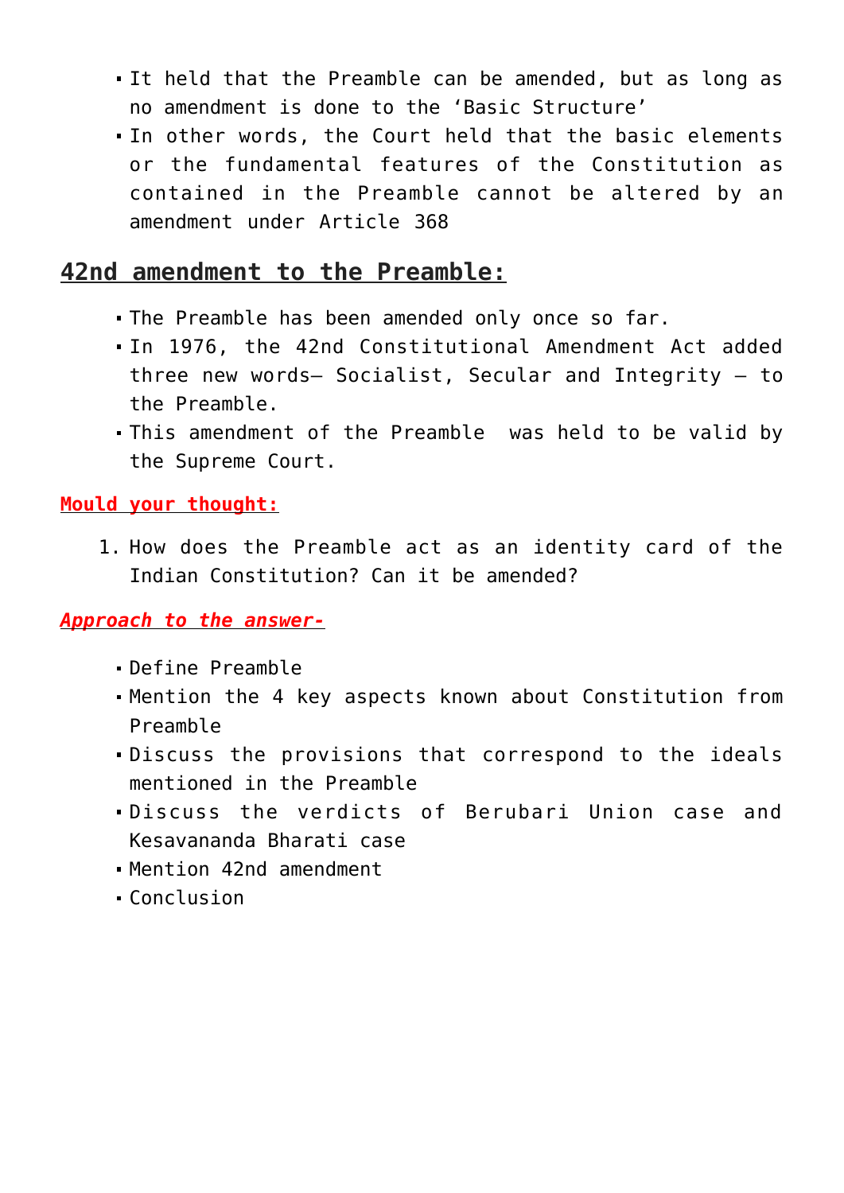- It held that the Preamble can be amended, but as long as no amendment is done to the 'Basic Structure'
- In other words, the Court held that the basic elements or the fundamental features of the Constitution as contained in the Preamble cannot be altered by an amendment under Article 368

## 42nd amendment to the Preamble:

- The Preamble has been amended only once so far.
- In 1976, the 42nd Constitutional Amendment Act added three new words– Socialist, Secular and Integrity – to the Preamble.
- This amendment of the Preamble was held to be valid by the Supreme Court.

**Mould your thought:**

1. How does the Preamble act as an identity card of the Indian Constitution? Can it be amended?

***Approach to the answer-***

- Define Preamble
- Mention the 4 key aspects known about Constitution from Preamble
- Discuss the provisions that correspond to the ideals mentioned in the Preamble
- Discuss the verdicts of Berubari Union case and Kesavananda Bharati case
- Mention 42nd amendment
- Conclusion